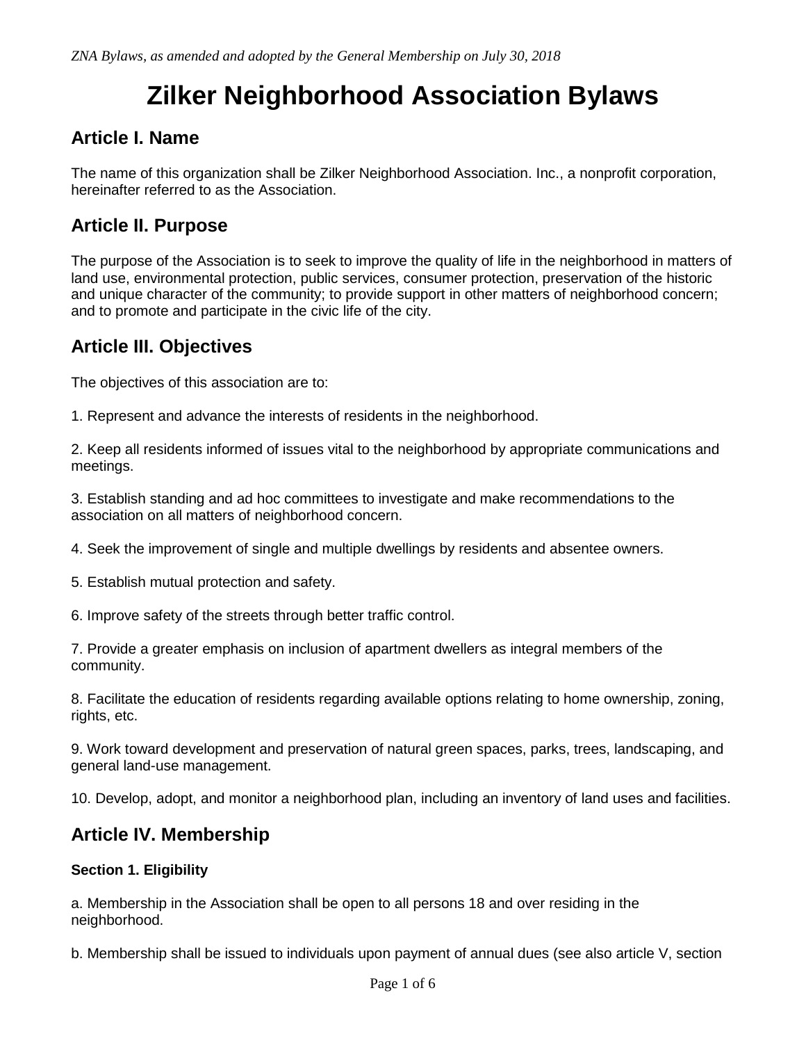*ZNA Bylaws, as amended and adopted by the General Membership on July 30, 2018*

# Zilker Neighborhood Association Bylaws

## Article I. Name

The name of this organization shall be Zilker Neighborhood Association. Inc., a nonprofit corporation, hereinafter referred to as the Association.

## Article II. Purpose

The purpose of the Association is to seek to improve the quality of life in the neighborhood in matters of land use, environmental protection, public services, consumer protection, preservation of the historic and unique character of the community; to provide support in other matters of neighborhood concern; and to promote and participate in the civic life of the city.

## Article III. Objectives

The objectives of this association are to:

1. Represent and advance the interests of residents in the neighborhood.

2. Keep all residents informed of issues vital to the neighborhood by appropriate communications and meetings.

3. Establish standing and ad hoc committees to investigate and make recommendations to the association on all matters of neighborhood concern.

4. Seek the improvement of single and multiple dwellings by residents and absentee owners.

5. Establish mutual protection and safety.

6. Improve safety of the streets through better traffic control.

7. Provide a greater emphasis on inclusion of apartment dwellers as integral members of the community.

8. Facilitate the education of residents regarding available options relating to home ownership, zoning, rights, etc.

9. Work toward development and preservation of natural green spaces, parks, trees, landscaping, and general land-use management.

10. Develop, adopt, and monitor a neighborhood plan, including an inventory of land uses and facilities.

## Article IV. Membership

### Section 1. Eligibility

a. Membership in the Association shall be open to all persons 18 and over residing in the neighborhood.

b. Membership shall be issued to individuals upon payment of annual dues (see also article V, section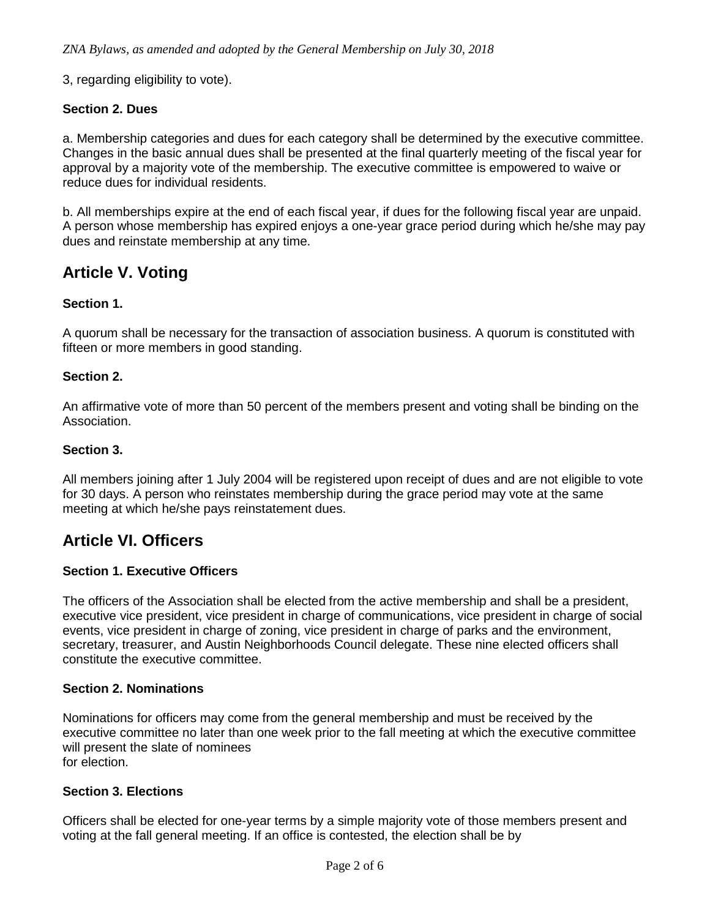3, regarding eligibility to vote).

### Section 2. Dues

a. Membership categories and dues for each category shall be determined by the executive committee. Changes in the basic annual dues shall be presented at the final quarterly meeting of the fiscal year for approval by a majority vote of the membership. The executive committee is empowered to waive or reduce dues for individual residents.

b. All memberships expire at the end of each fiscal year, if dues for the following fiscal year are unpaid. A person whose membership has expired enjoys a one-year grace period during which he/she may pay dues and reinstate membership at any time.

## Article V. Voting

### Section 1.

A quorum shall be necessary for the transaction of association business. A quorum is constituted with fifteen or more members in good standing.

### Section 2.

An affirmative vote of more than 50 percent of the members present and voting shall be binding on the Association.

### Section 3.

All members joining after 1 July 2004 will be registered upon receipt of dues and are not eligible to vote for 30 days. A person who reinstates membership during the grace period may vote at the same meeting at which he/she pays reinstatement dues.

## Article VI. Officers

### Section 1. Executive Officers

The officers of the Association shall be elected from the active membership and shall be a president, executive vice president, vice president in charge of communications, vice president in charge of social events, vice president in charge of zoning, vice president in charge of parks and the environment, secretary, treasurer, and Austin Neighborhoods Council delegate. These nine elected officers shall constitute the executive committee.

### Section 2. Nominations

Nominations for officers may come from the general membership and must be received by the executive committee no later than one week prior to the fall meeting at which the executive committee will present the slate of nominees for election.

### Section 3. Elections

Officers shall be elected for one-year terms by a simple majority vote of those members present and voting at the fall general meeting. If an office is contested, the election shall be by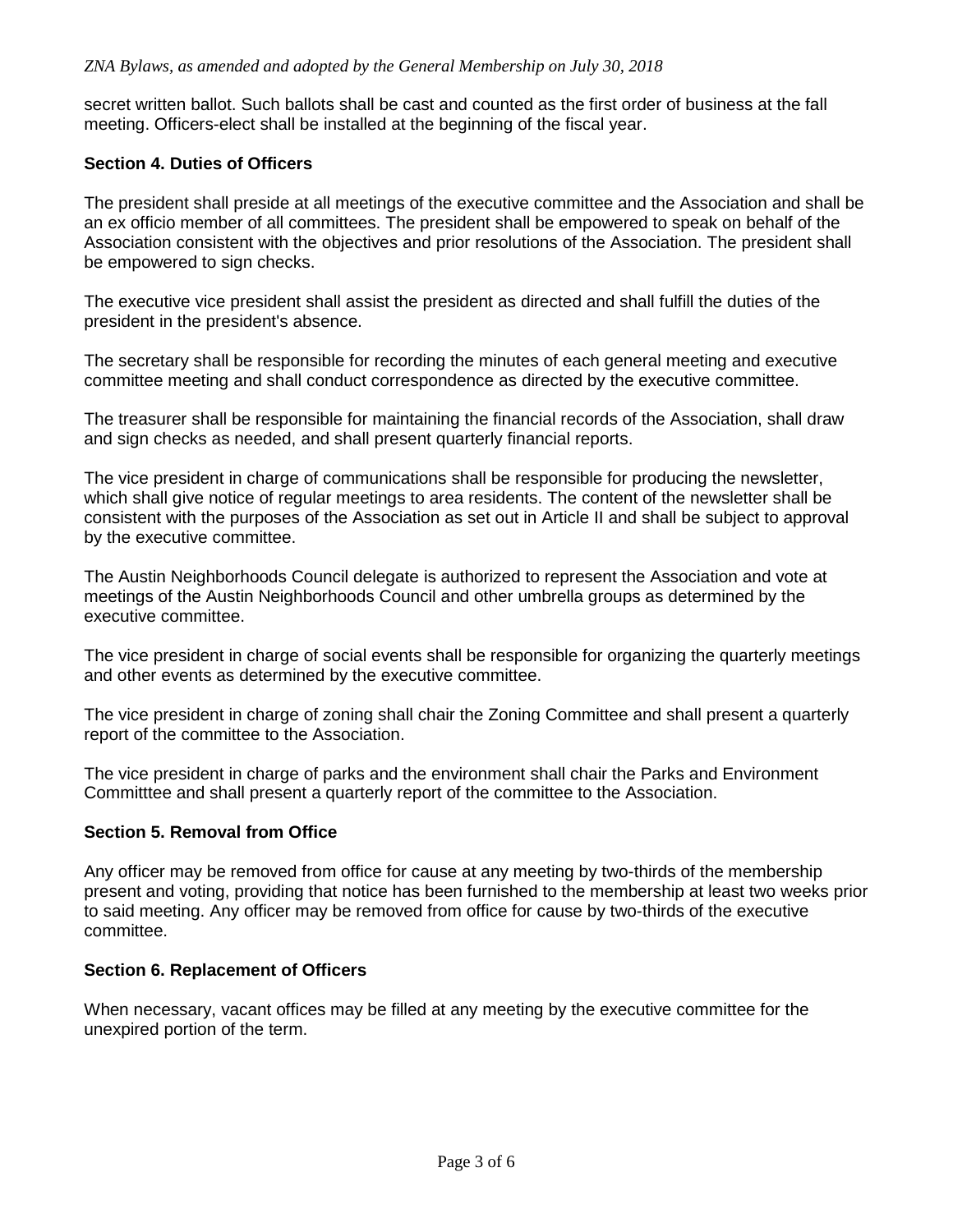secret written ballot. Such ballots shall be cast and counted as the first order of business at the fall meeting. Officers-elect shall be installed at the beginning of the fiscal year.

### Section 4. Duties of Officers

The president shall preside at all meetings of the executive committee and the Association and shall be an ex officio member of all committees. The president shall be empowered to speak on behalf of the Association consistent with the objectives and prior resolutions of the Association. The president shall be empowered to sign checks.

The executive vice president shall assist the president as directed and shall fulfill the duties of the president in the president's absence.

The secretary shall be responsible for recording the minutes of each general meeting and executive committee meeting and shall conduct correspondence as directed by the executive committee.

The treasurer shall be responsible for maintaining the financial records of the Association, shall draw and sign checks as needed, and shall present quarterly financial reports.

The vice president in charge of communications shall be responsible for producing the newsletter, which shall give notice of regular meetings to area residents. The content of the newsletter shall be consistent with the purposes of the Association as set out in Article II and shall be subject to approval by the executive committee.

The Austin Neighborhoods Council delegate is authorized to represent the Association and vote at meetings of the Austin Neighborhoods Council and other umbrella groups as determined by the executive committee.

The vice president in charge of social events shall be responsible for organizing the quarterly meetings and other events as determined by the executive committee.

The vice president in charge of zoning shall chair the Zoning Committee and shall present a quarterly report of the committee to the Association.

The vice president in charge of parks and the environment shall chair the Parks and Environment Committtee and shall present a quarterly report of the committee to the Association.

### Section 5. Removal from Office

Any officer may be removed from office for cause at any meeting by two-thirds of the membership present and voting, providing that notice has been furnished to the membership at least two weeks prior to said meeting. Any officer may be removed from office for cause by two-thirds of the executive committee.

### Section 6. Replacement of Officers

When necessary, vacant offices may be filled at any meeting by the executive committee for the unexpired portion of the term.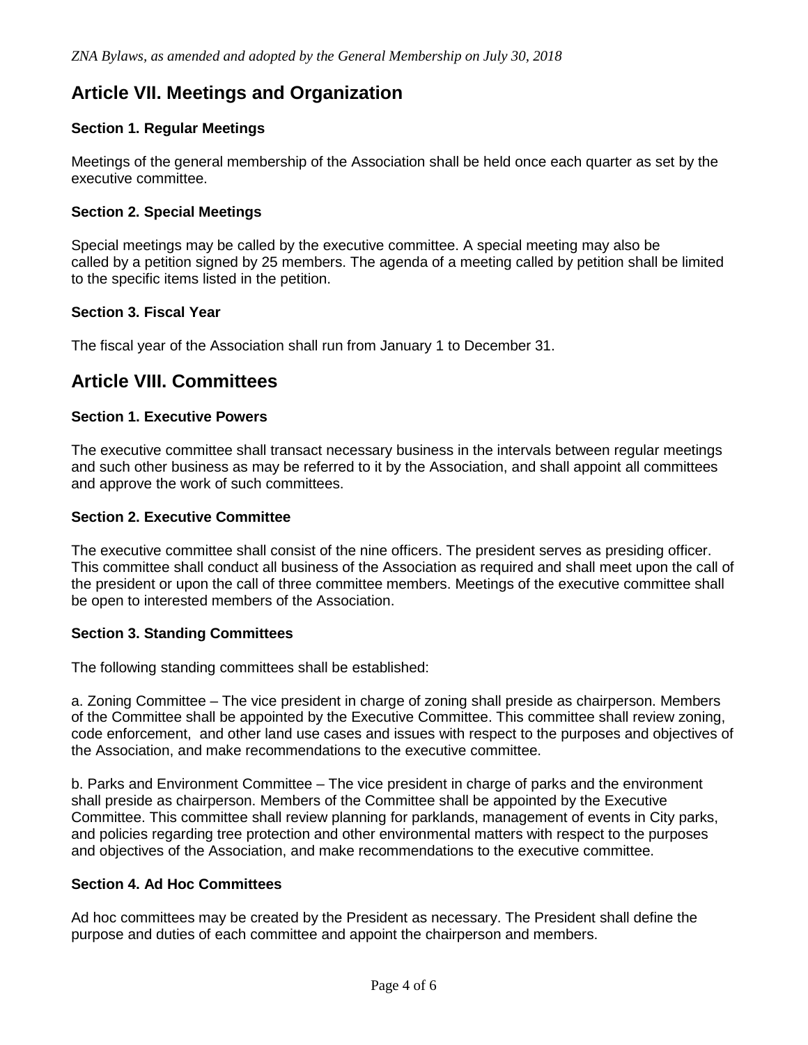## Article VII. Meetings and Organization

### Section 1. Regular Meetings

Meetings of the general membership of the Association shall be held once each quarter as set by the executive committee.

### Section 2. Special Meetings

Special meetings may be called by the executive committee. A special meeting may also be called by a petition signed by 25 members. The agenda of a meeting called by petition shall be limited to the specific items listed in the petition.

### Section 3. Fiscal Year

The fiscal year of the Association shall run from January 1 to December 31.

## Article VIII. Committees

### Section 1. Executive Powers

The executive committee shall transact necessary business in the intervals between regular meetings and such other business as may be referred to it by the Association, and shall appoint all committees and approve the work of such committees.

### Section 2. Executive Committee

The executive committee shall consist of the nine officers. The president serves as presiding officer. This committee shall conduct all business of the Association as required and shall meet upon the call of the president or upon the call of three committee members. Meetings of the executive committee shall be open to interested members of the Association.

### Section 3. Standing Committees

The following standing committees shall be established:

a. Zoning Committee – The vice president in charge of zoning shall preside as chairperson. Members of the Committee shall be appointed by the Executive Committee. This committee shall review zoning, code enforcement, and other land use cases and issues with respect to the purposes and objectives of the Association, and make recommendations to the executive committee.

b. Parks and Environment Committee – The vice president in charge of parks and the environment shall preside as chairperson. Members of the Committee shall be appointed by the Executive Committee. This committee shall review planning for parklands, management of events in City parks, and policies regarding tree protection and other environmental matters with respect to the purposes and objectives of the Association, and make recommendations to the executive committee.

### Section 4. Ad Hoc Committees

Ad hoc committees may be created by the President as necessary. The President shall define the purpose and duties of each committee and appoint the chairperson and members.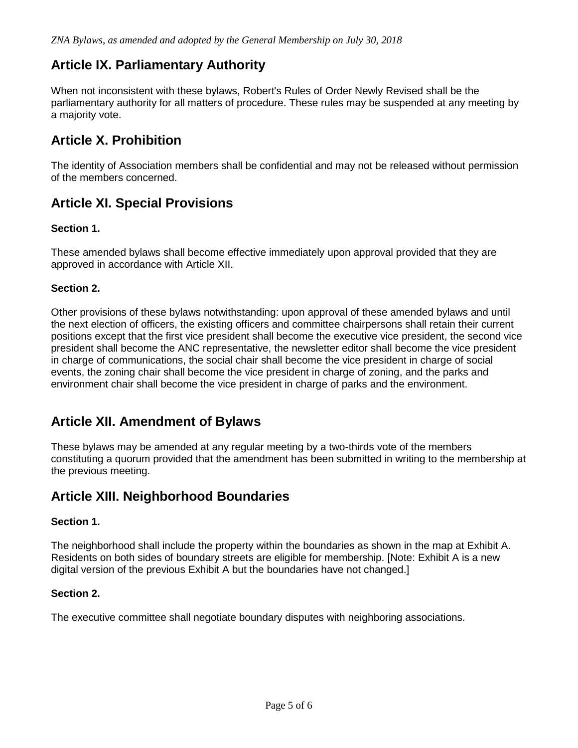## Article IX. Parliamentary Authority

When not inconsistent with these bylaws, Robert's Rules of Order Newly Revised shall be the parliamentary authority for all matters of procedure. These rules may be suspended at any meeting by a majority vote.

## Article X. Prohibition

The identity of Association members shall be confidential and may not be released without permission of the members concerned.

## Article XI. Special Provisions

### Section 1.

These amended bylaws shall become effective immediately upon approval provided that they are approved in accordance with Article XII.

### Section 2.

Other provisions of these bylaws notwithstanding: upon approval of these amended bylaws and until the next election of officers, the existing officers and committee chairpersons shall retain their current positions except that the first vice president shall become the executive vice president, the second vice president shall become the ANC representative, the newsletter editor shall become the vice president in charge of communications, the social chair shall become the vice president in charge of social events, the zoning chair shall become the vice president in charge of zoning, and the parks and environment chair shall become the vice president in charge of parks and the environment.

## Article XII. Amendment of Bylaws

These bylaws may be amended at any regular meeting by a two-thirds vote of the members constituting a quorum provided that the amendment has been submitted in writing to the membership at the previous meeting.

## Article XIII. Neighborhood Boundaries

### Section 1.

The neighborhood shall include the property within the boundaries as shown in the map at Exhibit A. Residents on both sides of boundary streets are eligible for membership. [Note: Exhibit A is a new digital version of the previous Exhibit A but the boundaries have not changed.]

### Section 2.

The executive committee shall negotiate boundary disputes with neighboring associations.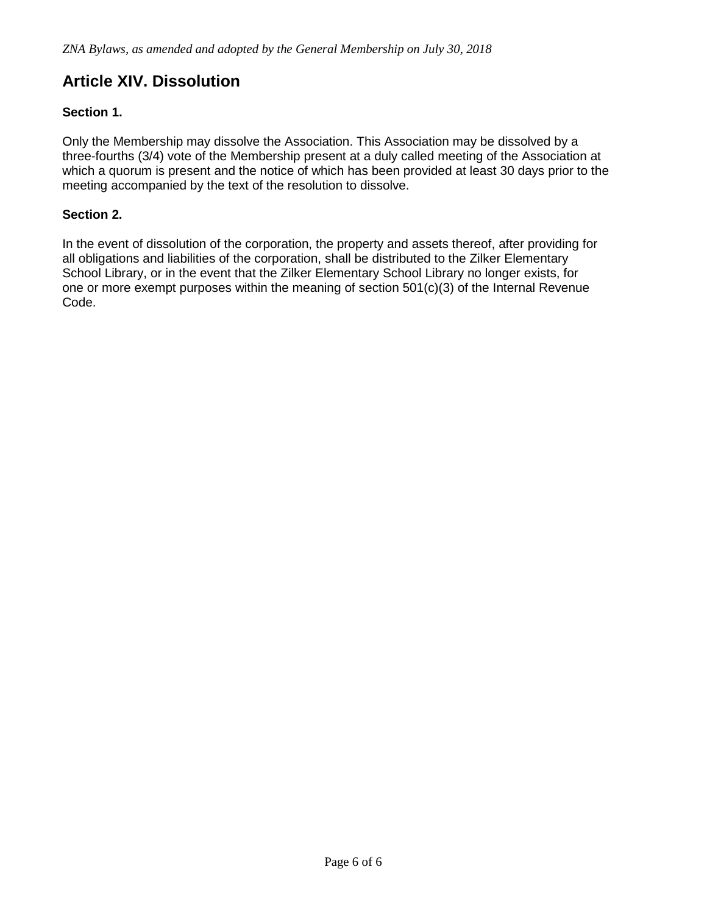## Article XIV. Dissolution

### Section 1.

Only the Membership may dissolve the Association. This Association may be dissolved by a three-fourths (3/4) vote of the Membership present at a duly called meeting of the Association at which a quorum is present and the notice of which has been provided at least 30 days prior to the meeting accompanied by the text of the resolution to dissolve.

### Section 2.

In the event of dissolution of the corporation, the property and assets thereof, after providing for all obligations and liabilities of the corporation, shall be distributed to the Zilker Elementary School Library, or in the event that the Zilker Elementary School Library no longer exists, for one or more exempt purposes within the meaning of section 501(c)(3) of the Internal Revenue Code.